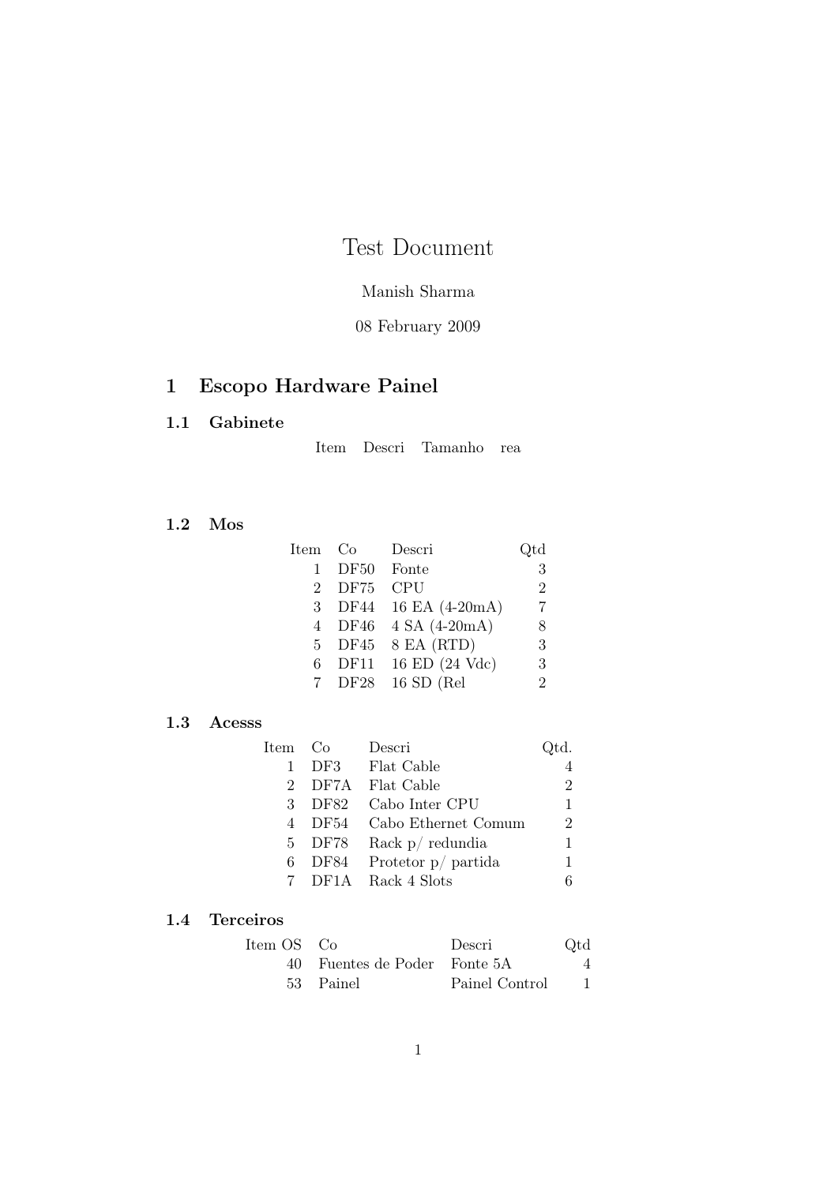# Test Document

Manish Sharma

08 February 2009

## 1 Escopo Hardware Painel

### 1.1 Gabinete

| Item | Descri | Tamanho | rea |
|---|---|---|---|

### 1.2 Mos

| Item | Co | Descri | Qtd |
|---|---|---|---|
| 1 | DF50 | Fonte | 3 |
| 2 | DF75 | CPU | 2 |
| 3 | DF44 | 16 EA (4-20mA) | 7 |
| 4 | DF46 | 4 SA (4-20mA) | 8 |
| 5 | DF45 | 8 EA (RTD) | 3 |
| 6 | DF11 | 16 ED (24 Vdc) | 3 |
| 7 | DF28 | 16 SD (Rel | 2 |

### 1.3 Acesss

| Item | Co | Descri | Qtd. |
|---|---|---|---|
| 1 | DF3 | Flat Cable | 4 |
| 2 | DF7A | Flat Cable | 2 |
| 3 | DF82 | Cabo Inter CPU | 1 |
| 4 | DF54 | Cabo Ethernet Comum | 2 |
| 5 | DF78 | Rack p/ redundia | 1 |
| 6 | DF84 | Protetor p/ partida | 1 |
| 7 | DF1A | Rack 4 Slots | 6 |

### 1.4 Terceiros

| Item OS | Co | Descri | Qtd |
|---|---|---|---|
| 40 | Fuentes de Poder | Fonte 5A | 4 |
| 53 | Painel | Painel Control | 1 |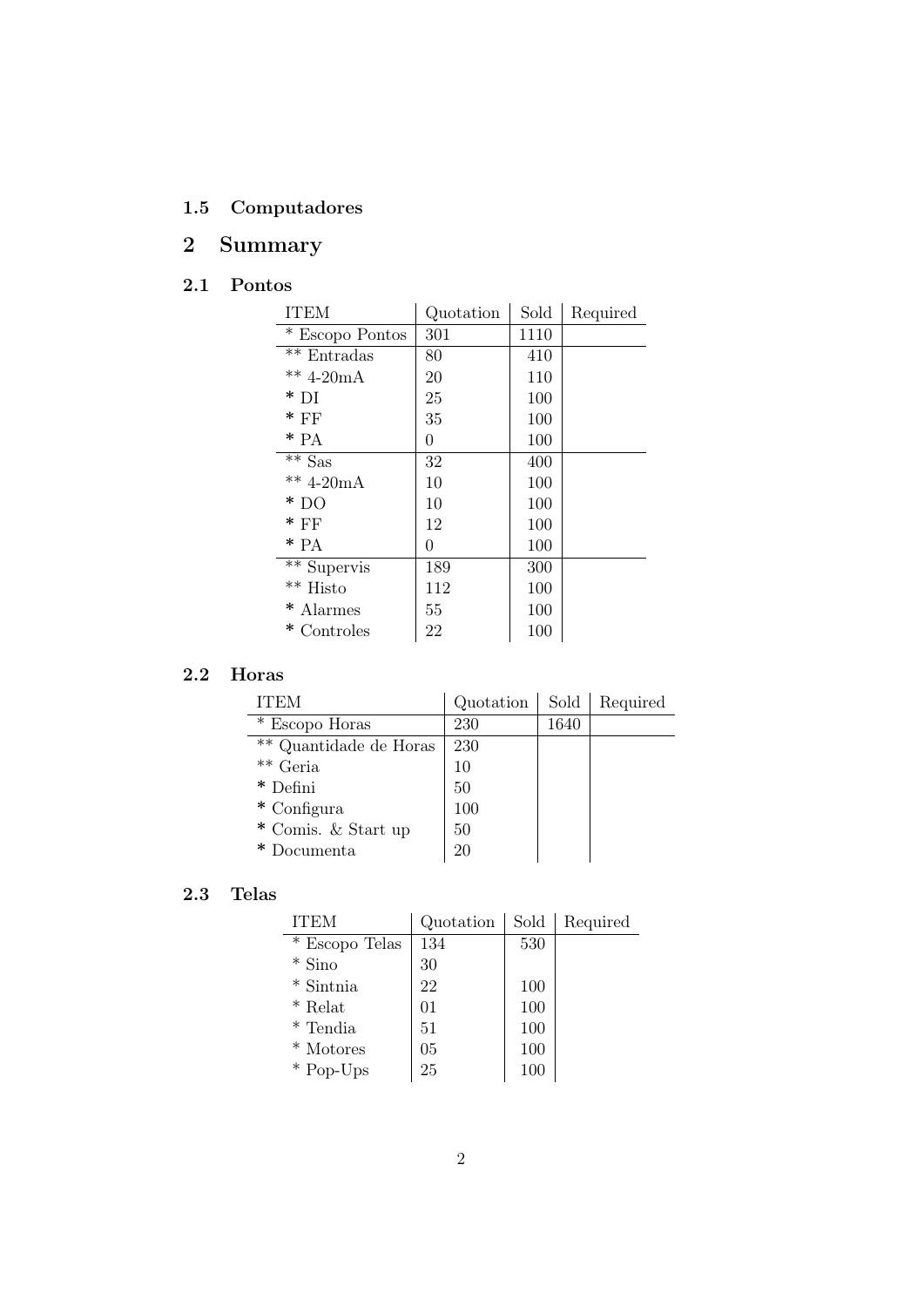### 1.5 Computadores

## 2 Summary

### 2.1 Pontos

| ITEM | Quotation | Sold | Required |
|---|---|---|---|
| * Escopo Pontos | 301 | 1110 | |
| ** Entradas | 80 | 410 | |
| ** 4-20mA | 20 | 110 | |
| * DI | 25 | 100 | |
| * FF | 35 | 100 | |
| * PA | 0 | 100 | |
| ** Sas | 32 | 400 | |
| ** 4-20mA | 10 | 100 | |
| * DO | 10 | 100 | |
| * FF | 12 | 100 | |
| * PA | 0 | 100 | |
| ** Supervis | 189 | 300 | |
| ** Histo | 112 | 100 | |
| * Alarmes | 55 | 100 | |
| * Controles | 22 | 100 | |

### 2.2 Horas

| ITEM | Quotation | Sold | Required |
|---|---|---|---|
| * Escopo Horas | 230 | 1640 | |
| ** Quantidade de Horas | 230 | | |
| ** Geria | 10 | | |
| * Defini | 50 | | |
| * Configura | 100 | | |
| * Comis. & Start up | 50 | | |
| * Documenta | 20 | | |

### 2.3 Telas

| ITEM | Quotation | Sold | Required |
|---|---|---|---|
| * Escopo Telas | 134 | 530 | |
| * Sino | 30 | | |
| * Sintnia | 22 | 100 | |
| * Relat | 01 | 100 | |
| * Tendia | 51 | 100 | |
| * Motores | 05 | 100 | |
| * Pop-Ups | 25 | 100 | |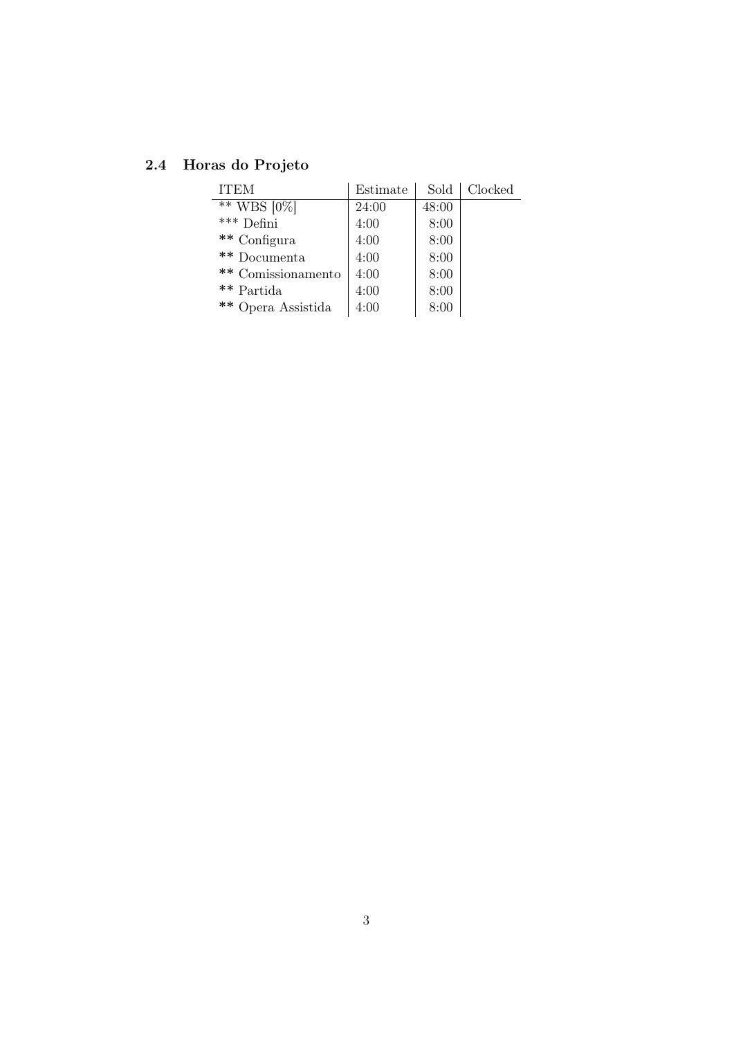## 2.4 Horas do Projeto

| ITEM | Estimate | Sold | Clocked |
| --- | --- | --- | --- |
| ** WBS [0%] | 24:00 | 48:00 | |
| *** Defini | 4:00 | 8:00 | |
| ** Configura | 4:00 | 8:00 | |
| ** Documenta | 4:00 | 8:00 | |
| ** Comissionamento | 4:00 | 8:00 | |
| ** Partida | 4:00 | 8:00 | |
| ** Opera Assistida | 4:00 | 8:00 | |